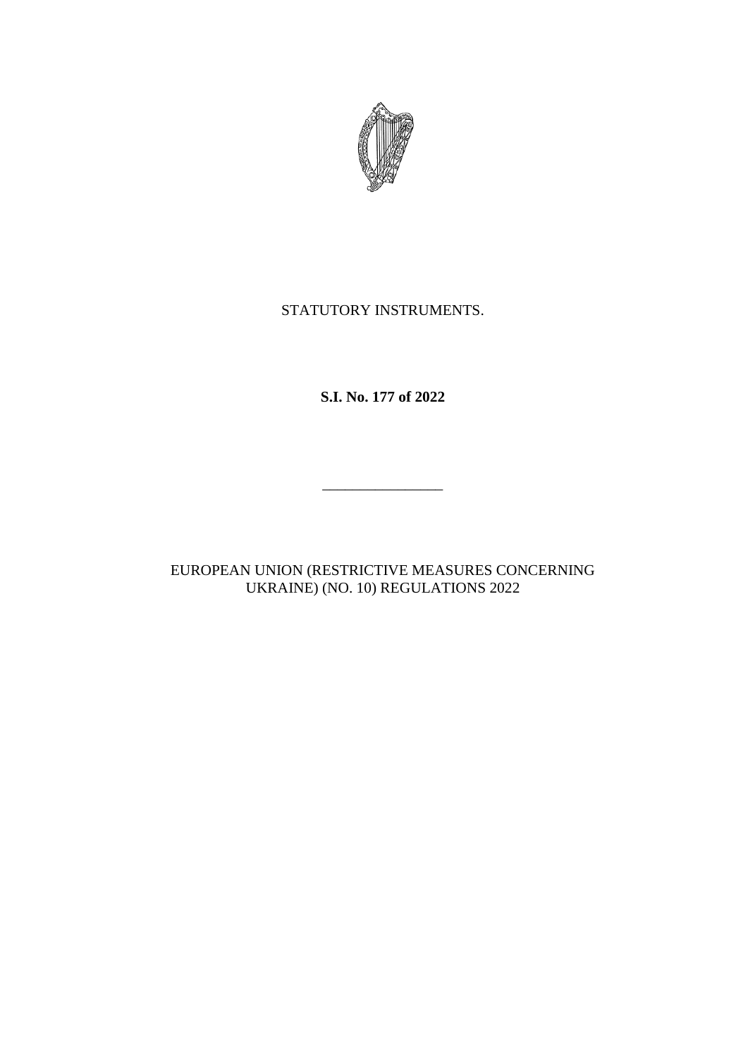STATUTORY INSTRUMENTS.

**S.I. No. 177 of 2022**

---

EUROPEAN UNION (RESTRICTIVE MEASURES CONCERNING UKRAINE) (NO. 10) REGULATIONS 2022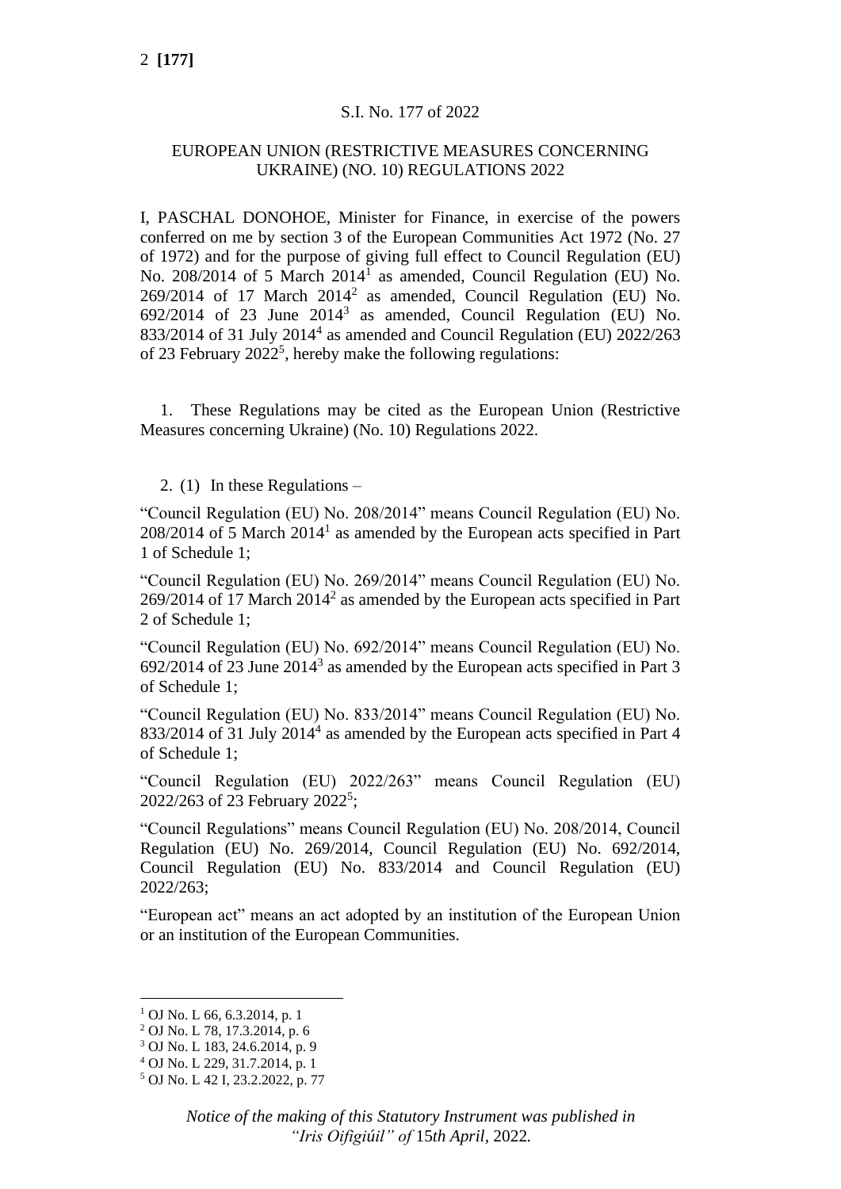S.I. No. 177 of 2022

EUROPEAN UNION (RESTRICTIVE MEASURES CONCERNING UKRAINE) (NO. 10) REGULATIONS 2022

I, PASCHAL DONOHOE, Minister for Finance, in exercise of the powers conferred on me by section 3 of the European Communities Act 1972 (No. 27 of 1972) and for the purpose of giving full effect to Council Regulation (EU) No. 208/2014 of 5 March 2014[1] as amended, Council Regulation (EU) No. 269/2014 of 17 March 2014[2] as amended, Council Regulation (EU) No. 692/2014 of 23 June 2014[3] as amended, Council Regulation (EU) No. 833/2014 of 31 July 2014[4] as amended and Council Regulation (EU) 2022/263 of 23 February 2022[5], hereby make the following regulations:

1. These Regulations may be cited as the European Union (Restrictive Measures concerning Ukraine) (No. 10) Regulations 2022.

2. (1) In these Regulations –

"Council Regulation (EU) No. 208/2014" means Council Regulation (EU) No. 208/2014 of 5 March 2014[1] as amended by the European acts specified in Part 1 of Schedule 1;

"Council Regulation (EU) No. 269/2014" means Council Regulation (EU) No. 269/2014 of 17 March 2014[2] as amended by the European acts specified in Part 2 of Schedule 1;

"Council Regulation (EU) No. 692/2014" means Council Regulation (EU) No. 692/2014 of 23 June 2014[3] as amended by the European acts specified in Part 3 of Schedule 1;

"Council Regulation (EU) No. 833/2014" means Council Regulation (EU) No. 833/2014 of 31 July 2014[4] as amended by the European acts specified in Part 4 of Schedule 1;

"Council Regulation (EU) 2022/263" means Council Regulation (EU) 2022/263 of 23 February 2022[5];

"Council Regulations" means Council Regulation (EU) No. 208/2014, Council Regulation (EU) No. 269/2014, Council Regulation (EU) No. 692/2014, Council Regulation (EU) No. 833/2014 and Council Regulation (EU) 2022/263;

"European act" means an act adopted by an institution of the European Union or an institution of the European Communities.

---

[1] OJ No. L 66, 6.3.2014, p. 1

[2] OJ No. L 78, 17.3.2014, p. 6

[3] OJ No. L 183, 24.6.2014, p. 9

[4] OJ No. L 229, 31.7.2014, p. 1

[5] OJ No. L 42 I, 23.2.2022, p. 77

*Notice of the making of this Statutory Instrument was published in "Iris Oifigiúil" of 15th April, 2022.*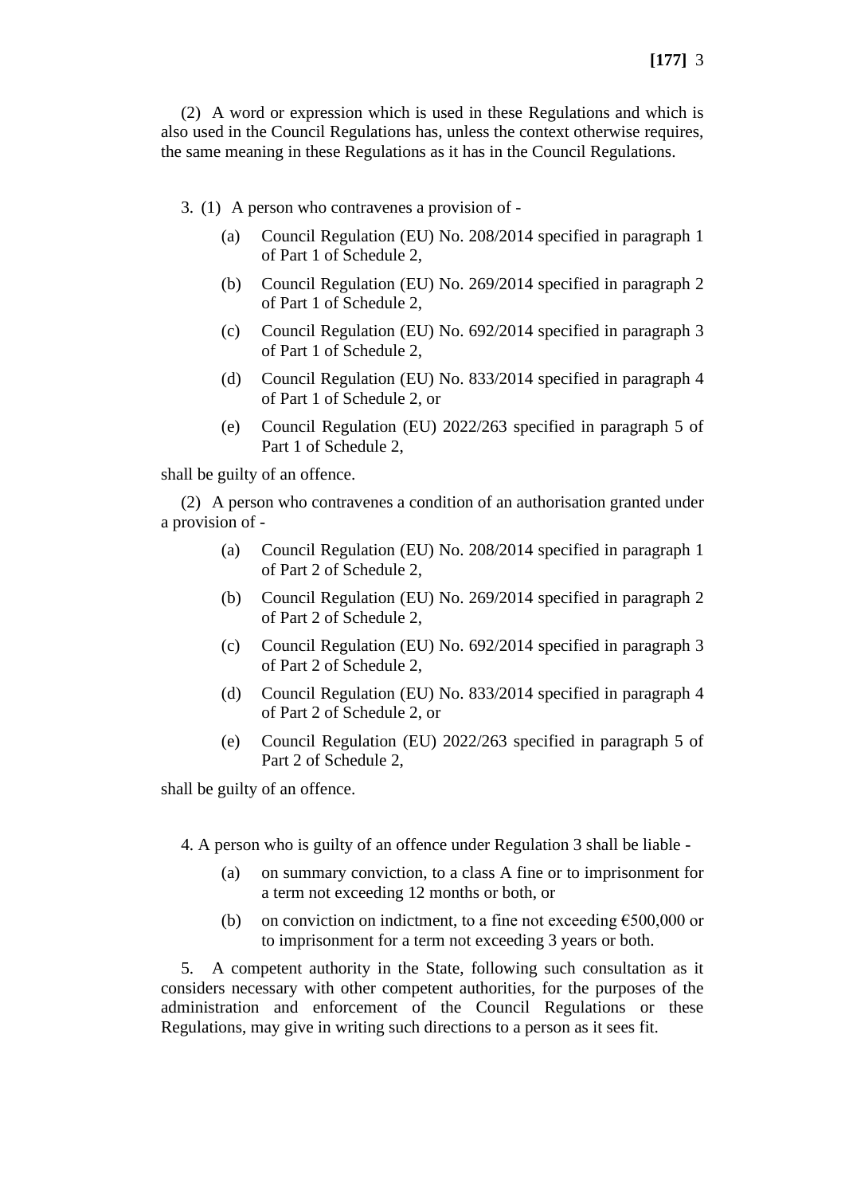(2) A word or expression which is used in these Regulations and which is also used in the Council Regulations has, unless the context otherwise requires, the same meaning in these Regulations as it has in the Council Regulations.

3. (1) A person who contravenes a provision of -

(a) Council Regulation (EU) No. 208/2014 specified in paragraph 1 of Part 1 of Schedule 2,

(b) Council Regulation (EU) No. 269/2014 specified in paragraph 2 of Part 1 of Schedule 2,

(c) Council Regulation (EU) No. 692/2014 specified in paragraph 3 of Part 1 of Schedule 2,

(d) Council Regulation (EU) No. 833/2014 specified in paragraph 4 of Part 1 of Schedule 2, or

(e) Council Regulation (EU) 2022/263 specified in paragraph 5 of Part 1 of Schedule 2,

shall be guilty of an offence.

(2) A person who contravenes a condition of an authorisation granted under a provision of -

(a) Council Regulation (EU) No. 208/2014 specified in paragraph 1 of Part 2 of Schedule 2,

(b) Council Regulation (EU) No. 269/2014 specified in paragraph 2 of Part 2 of Schedule 2,

(c) Council Regulation (EU) No. 692/2014 specified in paragraph 3 of Part 2 of Schedule 2,

(d) Council Regulation (EU) No. 833/2014 specified in paragraph 4 of Part 2 of Schedule 2, or

(e) Council Regulation (EU) 2022/263 specified in paragraph 5 of Part 2 of Schedule 2,

shall be guilty of an offence.

4. A person who is guilty of an offence under Regulation 3 shall be liable -

(a) on summary conviction, to a class A fine or to imprisonment for a term not exceeding 12 months or both, or

(b) on conviction on indictment, to a fine not exceeding €500,000 or to imprisonment for a term not exceeding 3 years or both.

5. A competent authority in the State, following such consultation as it considers necessary with other competent authorities, for the purposes of the administration and enforcement of the Council Regulations or these Regulations, may give in writing such directions to a person as it sees fit.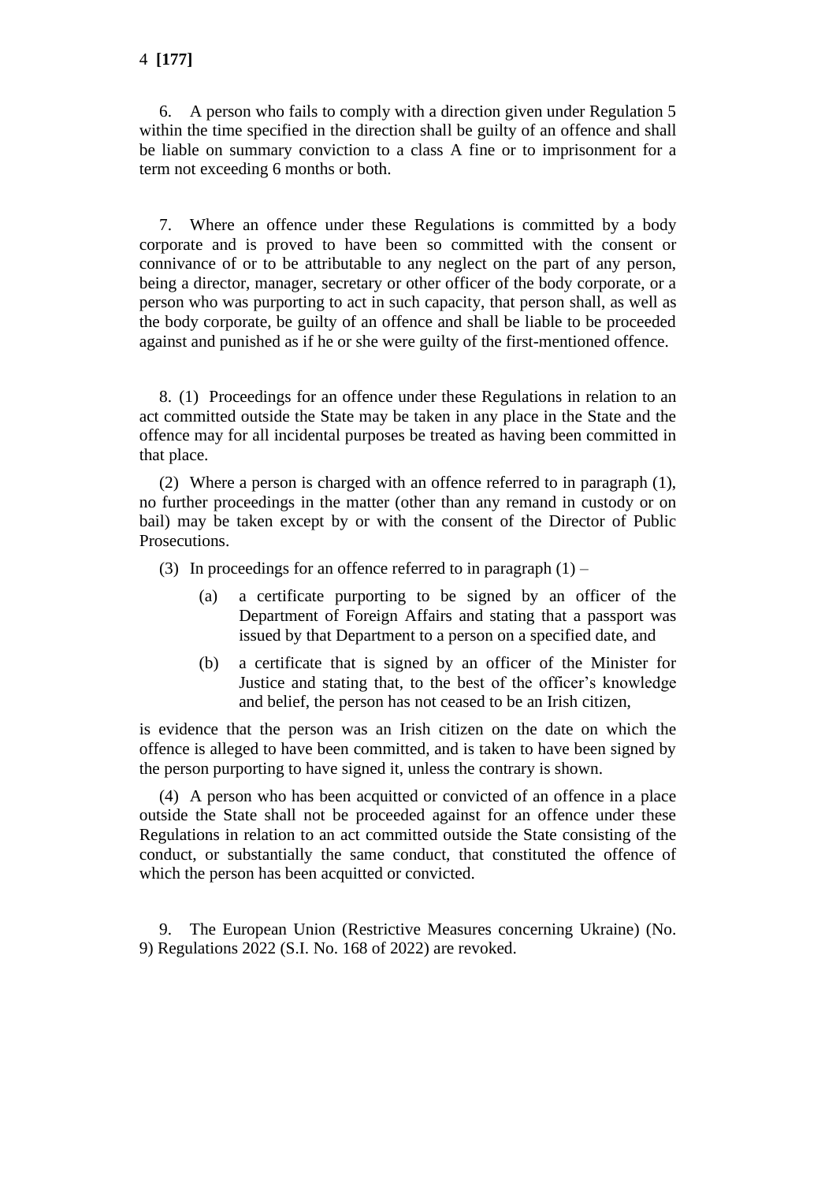6. A person who fails to comply with a direction given under Regulation 5 within the time specified in the direction shall be guilty of an offence and shall be liable on summary conviction to a class A fine or to imprisonment for a term not exceeding 6 months or both.

7. Where an offence under these Regulations is committed by a body corporate and is proved to have been so committed with the consent or connivance of or to be attributable to any neglect on the part of any person, being a director, manager, secretary or other officer of the body corporate, or a person who was purporting to act in such capacity, that person shall, as well as the body corporate, be guilty of an offence and shall be liable to be proceeded against and punished as if he or she were guilty of the first-mentioned offence.

8. (1) Proceedings for an offence under these Regulations in relation to an act committed outside the State may be taken in any place in the State and the offence may for all incidental purposes be treated as having been committed in that place.

(2) Where a person is charged with an offence referred to in paragraph (1), no further proceedings in the matter (other than any remand in custody or on bail) may be taken except by or with the consent of the Director of Public Prosecutions.

(3) In proceedings for an offence referred to in paragraph (1) –

(a) a certificate purporting to be signed by an officer of the Department of Foreign Affairs and stating that a passport was issued by that Department to a person on a specified date, and

(b) a certificate that is signed by an officer of the Minister for Justice and stating that, to the best of the officer's knowledge and belief, the person has not ceased to be an Irish citizen,

is evidence that the person was an Irish citizen on the date on which the offence is alleged to have been committed, and is taken to have been signed by the person purporting to have signed it, unless the contrary is shown.

(4) A person who has been acquitted or convicted of an offence in a place outside the State shall not be proceeded against for an offence under these Regulations in relation to an act committed outside the State consisting of the conduct, or substantially the same conduct, that constituted the offence of which the person has been acquitted or convicted.

9. The European Union (Restrictive Measures concerning Ukraine) (No. 9) Regulations 2022 (S.I. No. 168 of 2022) are revoked.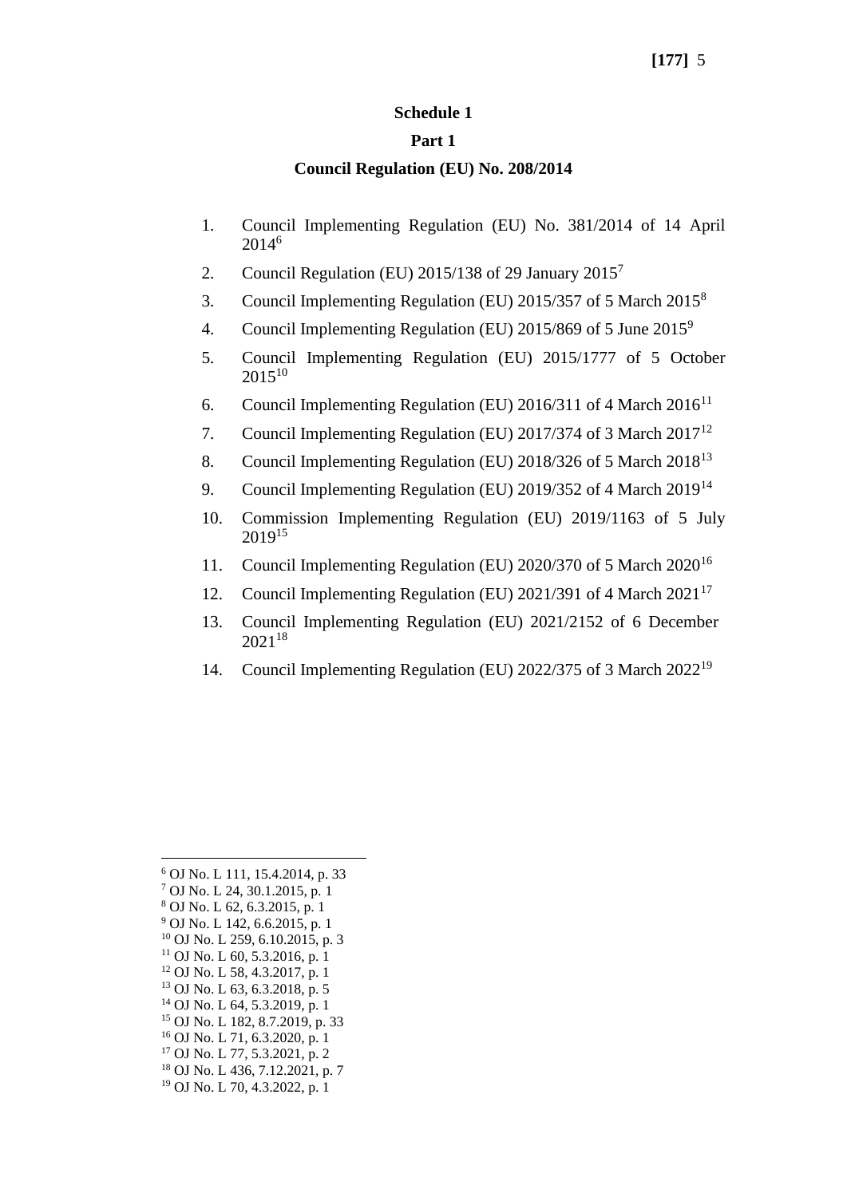## Schedule 1

### Part 1

### Council Regulation (EU) No. 208/2014

1. Council Implementing Regulation (EU) No. 381/2014 of 14 April 2014[6]
2. Council Regulation (EU) 2015/138 of 29 January 2015[7]
3. Council Implementing Regulation (EU) 2015/357 of 5 March 2015[8]
4. Council Implementing Regulation (EU) 2015/869 of 5 June 2015[9]
5. Council Implementing Regulation (EU) 2015/1777 of 5 October 2015[10]
6. Council Implementing Regulation (EU) 2016/311 of 4 March 2016[11]
7. Council Implementing Regulation (EU) 2017/374 of 3 March 2017[12]
8. Council Implementing Regulation (EU) 2018/326 of 5 March 2018[13]
9. Council Implementing Regulation (EU) 2019/352 of 4 March 2019[14]
10. Commission Implementing Regulation (EU) 2019/1163 of 5 July 2019[15]
11. Council Implementing Regulation (EU) 2020/370 of 5 March 2020[16]
12. Council Implementing Regulation (EU) 2021/391 of 4 March 2021[17]
13. Council Implementing Regulation (EU) 2021/2152 of 6 December 2021[18]
14. Council Implementing Regulation (EU) 2022/375 of 3 March 2022[19]

---

[6] OJ No. L 111, 15.4.2014, p. 33
[7] OJ No. L 24, 30.1.2015, p. 1
[8] OJ No. L 62, 6.3.2015, p. 1
[9] OJ No. L 142, 6.6.2015, p. 1
[10] OJ No. L 259, 6.10.2015, p. 3
[11] OJ No. L 60, 5.3.2016, p. 1
[12] OJ No. L 58, 4.3.2017, p. 1
[13] OJ No. L 63, 6.3.2018, p. 5
[14] OJ No. L 64, 5.3.2019, p. 1
[15] OJ No. L 182, 8.7.2019, p. 33
[16] OJ No. L 71, 6.3.2020, p. 1
[17] OJ No. L 77, 5.3.2021, p. 2
[18] OJ No. L 436, 7.12.2021, p. 7
[19] OJ No. L 70, 4.3.2022, p. 1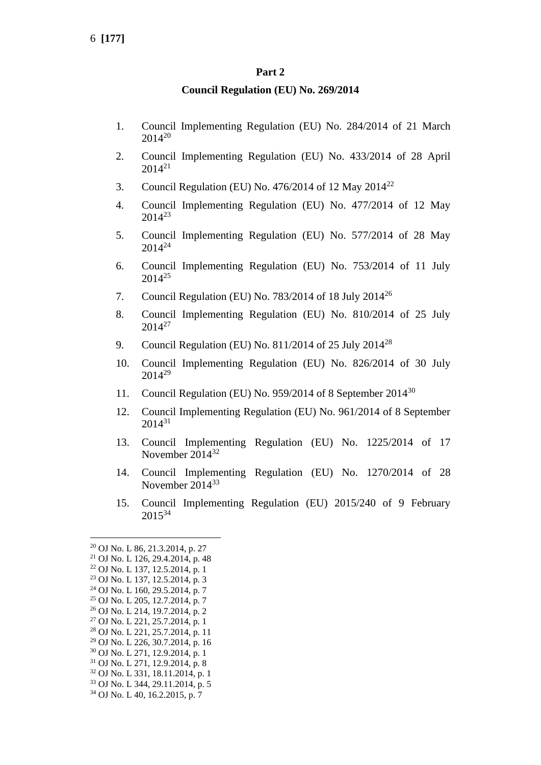## Part 2

## Council Regulation (EU) No. 269/2014

1. Council Implementing Regulation (EU) No. 284/2014 of 21 March 2014[20]
2. Council Implementing Regulation (EU) No. 433/2014 of 28 April 2014[21]
3. Council Regulation (EU) No. 476/2014 of 12 May 2014[22]
4. Council Implementing Regulation (EU) No. 477/2014 of 12 May 2014[23]
5. Council Implementing Regulation (EU) No. 577/2014 of 28 May 2014[24]
6. Council Implementing Regulation (EU) No. 753/2014 of 11 July 2014[25]
7. Council Regulation (EU) No. 783/2014 of 18 July 2014[26]
8. Council Implementing Regulation (EU) No. 810/2014 of 25 July 2014[27]
9. Council Regulation (EU) No. 811/2014 of 25 July 2014[28]
10. Council Implementing Regulation (EU) No. 826/2014 of 30 July 2014[29]
11. Council Regulation (EU) No. 959/2014 of 8 September 2014[30]
12. Council Implementing Regulation (EU) No. 961/2014 of 8 September 2014[31]
13. Council Implementing Regulation (EU) No. 1225/2014 of 17 November 2014[32]
14. Council Implementing Regulation (EU) No. 1270/2014 of 28 November 2014[33]
15. Council Implementing Regulation (EU) 2015/240 of 9 February 2015[34]

---

[20] OJ No. L 86, 21.3.2014, p. 27
[21] OJ No. L 126, 29.4.2014, p. 48
[22] OJ No. L 137, 12.5.2014, p. 1
[23] OJ No. L 137, 12.5.2014, p. 3
[24] OJ No. L 160, 29.5.2014, p. 7
[25] OJ No. L 205, 12.7.2014, p. 7
[26] OJ No. L 214, 19.7.2014, p. 2
[27] OJ No. L 221, 25.7.2014, p. 1
[28] OJ No. L 221, 25.7.2014, p. 11
[29] OJ No. L 226, 30.7.2014, p. 16
[30] OJ No. L 271, 12.9.2014, p. 1
[31] OJ No. L 271, 12.9.2014, p. 8
[32] OJ No. L 331, 18.11.2014, p. 1
[33] OJ No. L 344, 29.11.2014, p. 5
[34] OJ No. L 40, 16.2.2015, p. 7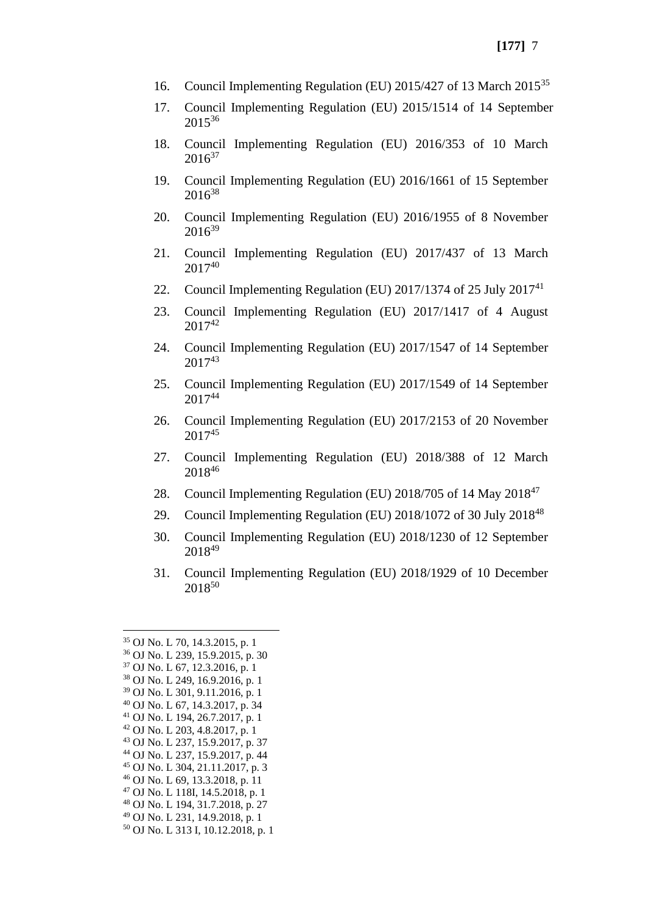16. Council Implementing Regulation (EU) 2015/427 of 13 March 2015[35]

17. Council Implementing Regulation (EU) 2015/1514 of 14 September 2015[36]

18. Council Implementing Regulation (EU) 2016/353 of 10 March 2016[37]

19. Council Implementing Regulation (EU) 2016/1661 of 15 September 2016[38]

20. Council Implementing Regulation (EU) 2016/1955 of 8 November 2016[39]

21. Council Implementing Regulation (EU) 2017/437 of 13 March 2017[40]

22. Council Implementing Regulation (EU) 2017/1374 of 25 July 2017[41]

23. Council Implementing Regulation (EU) 2017/1417 of 4 August 2017[42]

24. Council Implementing Regulation (EU) 2017/1547 of 14 September 2017[43]

25. Council Implementing Regulation (EU) 2017/1549 of 14 September 2017[44]

26. Council Implementing Regulation (EU) 2017/2153 of 20 November 2017[45]

27. Council Implementing Regulation (EU) 2018/388 of 12 March 2018[46]

28. Council Implementing Regulation (EU) 2018/705 of 14 May 2018[47]

29. Council Implementing Regulation (EU) 2018/1072 of 30 July 2018[48]

30. Council Implementing Regulation (EU) 2018/1230 of 12 September 2018[49]

31. Council Implementing Regulation (EU) 2018/1929 of 10 December 2018[50]

---

[35] OJ No. L 70, 14.3.2015, p. 1
[36] OJ No. L 239, 15.9.2015, p. 30
[37] OJ No. L 67, 12.3.2016, p. 1
[38] OJ No. L 249, 16.9.2016, p. 1
[39] OJ No. L 301, 9.11.2016, p. 1
[40] OJ No. L 67, 14.3.2017, p. 34
[41] OJ No. L 194, 26.7.2017, p. 1
[42] OJ No. L 203, 4.8.2017, p. 1
[43] OJ No. L 237, 15.9.2017, p. 37
[44] OJ No. L 237, 15.9.2017, p. 44
[45] OJ No. L 304, 21.11.2017, p. 3
[46] OJ No. L 69, 13.3.2018, p. 11
[47] OJ No. L 118I, 14.5.2018, p. 1
[48] OJ No. L 194, 31.7.2018, p. 27
[49] OJ No. L 231, 14.9.2018, p. 1
[50] OJ No. L 313 I, 10.12.2018, p. 1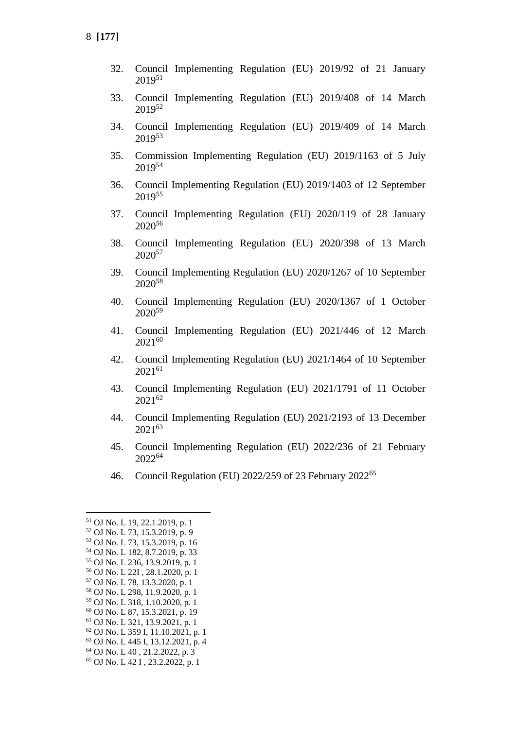32. Council Implementing Regulation (EU) 2019/92 of 21 January 2019[51]

33. Council Implementing Regulation (EU) 2019/408 of 14 March 2019[52]

34. Council Implementing Regulation (EU) 2019/409 of 14 March 2019[53]

35. Commission Implementing Regulation (EU) 2019/1163 of 5 July 2019[54]

36. Council Implementing Regulation (EU) 2019/1403 of 12 September 2019[55]

37. Council Implementing Regulation (EU) 2020/119 of 28 January 2020[56]

38. Council Implementing Regulation (EU) 2020/398 of 13 March 2020[57]

39. Council Implementing Regulation (EU) 2020/1267 of 10 September 2020[58]

40. Council Implementing Regulation (EU) 2020/1367 of 1 October 2020[59]

41. Council Implementing Regulation (EU) 2021/446 of 12 March 2021[60]

42. Council Implementing Regulation (EU) 2021/1464 of 10 September 2021[61]

43. Council Implementing Regulation (EU) 2021/1791 of 11 October 2021[62]

44. Council Implementing Regulation (EU) 2021/2193 of 13 December 2021[63]

45. Council Implementing Regulation (EU) 2022/236 of 21 February 2022[64]

46. Council Regulation (EU) 2022/259 of 23 February 2022[65]

---

[51] OJ No. L 19, 22.1.2019, p. 1
[52] OJ No. L 73, 15.3.2019, p. 9
[53] OJ No. L 73, 15.3.2019, p. 16
[54] OJ No. L 182, 8.7.2019, p. 33
[55] OJ No. L 236, 13.9.2019, p. 1
[56] OJ No. L 22I , 28.1.2020, p. 1
[57] OJ No. L 78, 13.3.2020, p. 1
[58] OJ No. L 298, 11.9.2020, p. 1
[59] OJ No. L 318, 1.10.2020, p. 1
[60] OJ No. L 87, 15.3.2021, p. 19
[61] OJ No. L 321, 13.9.2021, p. 1
[62] OJ No. L 359 I, 11.10.2021, p. 1
[63] OJ No. L 445 I, 13.12.2021, p. 4
[64] OJ No. L 40 , 21.2.2022, p. 3
[65] OJ No. L 42 I , 23.2.2022, p. 1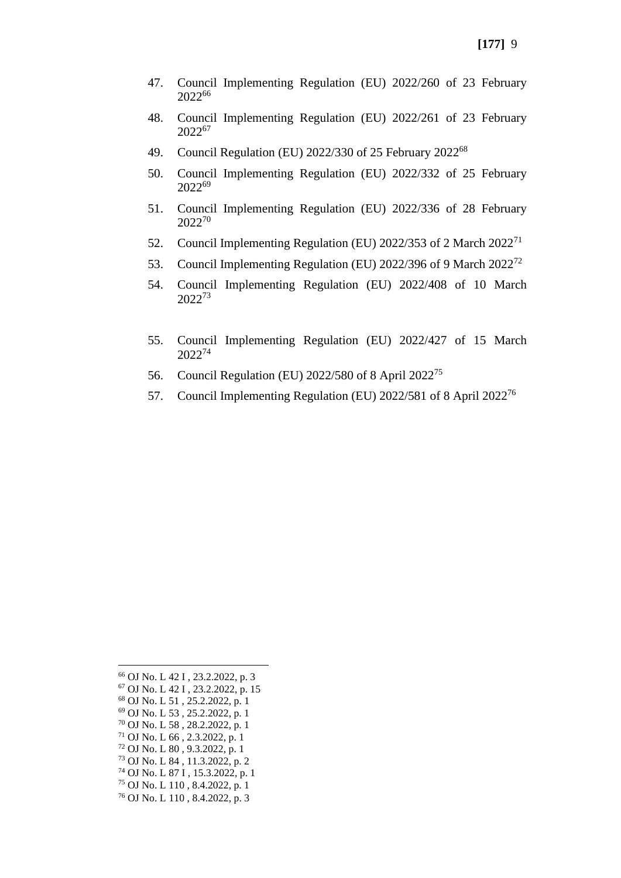47. Council Implementing Regulation (EU) 2022/260 of 23 February 2022[66]

48. Council Implementing Regulation (EU) 2022/261 of 23 February 2022[67]

49. Council Regulation (EU) 2022/330 of 25 February 2022[68]

50. Council Implementing Regulation (EU) 2022/332 of 25 February 2022[69]

51. Council Implementing Regulation (EU) 2022/336 of 28 February 2022[70]

52. Council Implementing Regulation (EU) 2022/353 of 2 March 2022[71]

53. Council Implementing Regulation (EU) 2022/396 of 9 March 2022[72]

54. Council Implementing Regulation (EU) 2022/408 of 10 March 2022[73]

55. Council Implementing Regulation (EU) 2022/427 of 15 March 2022[74]

56. Council Regulation (EU) 2022/580 of 8 April 2022[75]

57. Council Implementing Regulation (EU) 2022/581 of 8 April 2022[76]

---

[66] OJ No. L 42 I , 23.2.2022, p. 3
[67] OJ No. L 42 I , 23.2.2022, p. 15
[68] OJ No. L 51 , 25.2.2022, p. 1
[69] OJ No. L 53 , 25.2.2022, p. 1
[70] OJ No. L 58 , 28.2.2022, p. 1
[71] OJ No. L 66 , 2.3.2022, p. 1
[72] OJ No. L 80 , 9.3.2022, p. 1
[73] OJ No. L 84 , 11.3.2022, p. 2
[74] OJ No. L 87 I , 15.3.2022, p. 1
[75] OJ No. L 110 , 8.4.2022, p. 1
[76] OJ No. L 110 , 8.4.2022, p. 3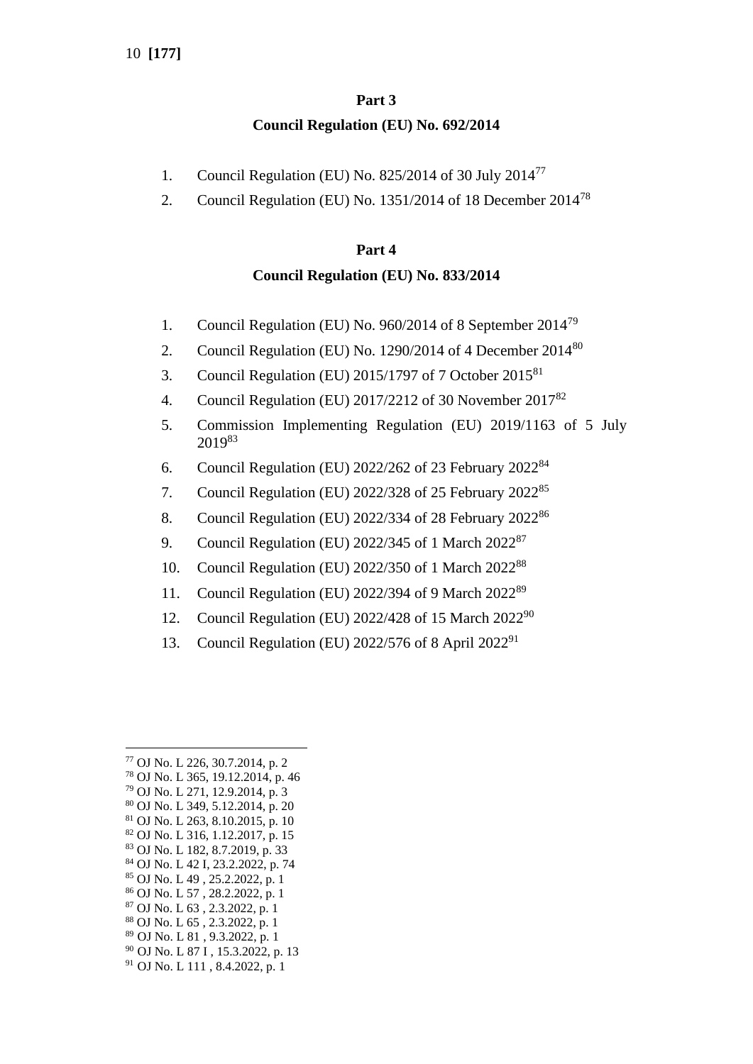## Part 3

### Council Regulation (EU) No. 692/2014

1. Council Regulation (EU) No. 825/2014 of 30 July 2014[77]
2. Council Regulation (EU) No. 1351/2014 of 18 December 2014[78]

## Part 4

### Council Regulation (EU) No. 833/2014

1. Council Regulation (EU) No. 960/2014 of 8 September 2014[79]
2. Council Regulation (EU) No. 1290/2014 of 4 December 2014[80]
3. Council Regulation (EU) 2015/1797 of 7 October 2015[81]
4. Council Regulation (EU) 2017/2212 of 30 November 2017[82]
5. Commission Implementing Regulation (EU) 2019/1163 of 5 July 2019[83]
6. Council Regulation (EU) 2022/262 of 23 February 2022[84]
7. Council Regulation (EU) 2022/328 of 25 February 2022[85]
8. Council Regulation (EU) 2022/334 of 28 February 2022[86]
9. Council Regulation (EU) 2022/345 of 1 March 2022[87]
10. Council Regulation (EU) 2022/350 of 1 March 2022[88]
11. Council Regulation (EU) 2022/394 of 9 March 2022[89]
12. Council Regulation (EU) 2022/428 of 15 March 2022[90]
13. Council Regulation (EU) 2022/576 of 8 April 2022[91]

---

[77] OJ No. L 226, 30.7.2014, p. 2
[78] OJ No. L 365, 19.12.2014, p. 46
[79] OJ No. L 271, 12.9.2014, p. 3
[80] OJ No. L 349, 5.12.2014, p. 20
[81] OJ No. L 263, 8.10.2015, p. 10
[82] OJ No. L 316, 1.12.2017, p. 15
[83] OJ No. L 182, 8.7.2019, p. 33
[84] OJ No. L 42 I, 23.2.2022, p. 74
[85] OJ No. L 49 , 25.2.2022, p. 1
[86] OJ No. L 57 , 28.2.2022, p. 1
[87] OJ No. L 63 , 2.3.2022, p. 1
[88] OJ No. L 65 , 2.3.2022, p. 1
[89] OJ No. L 81 , 9.3.2022, p. 1
[90] OJ No. L 87 I , 15.3.2022, p. 13
[91] OJ No. L 111 , 8.4.2022, p. 1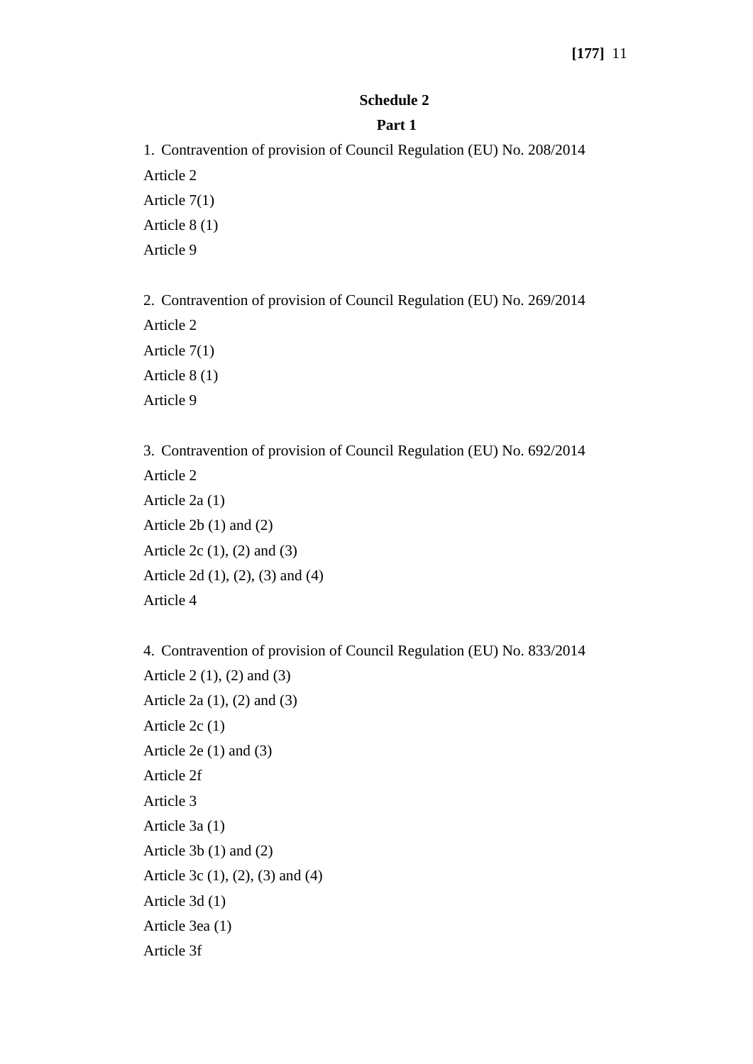## Schedule 2

### Part 1

1. Contravention of provision of Council Regulation (EU) No. 208/2014

Article 2

Article 7(1)

Article 8 (1)

Article 9

2. Contravention of provision of Council Regulation (EU) No. 269/2014

Article 2

Article 7(1)

Article 8 (1)

Article 9

3. Contravention of provision of Council Regulation (EU) No. 692/2014

Article 2

Article 2a (1)

Article 2b (1) and (2)

Article 2c (1), (2) and (3)

Article 2d (1), (2), (3) and (4)

Article 4

4. Contravention of provision of Council Regulation (EU) No. 833/2014

Article 2 (1), (2) and (3)

Article 2a (1), (2) and (3)

Article 2c (1)

Article 2e (1) and (3)

Article 2f

Article 3

Article 3a (1)

Article 3b (1) and (2)

Article 3c (1), (2), (3) and (4)

Article 3d (1)

Article 3ea (1)

Article 3f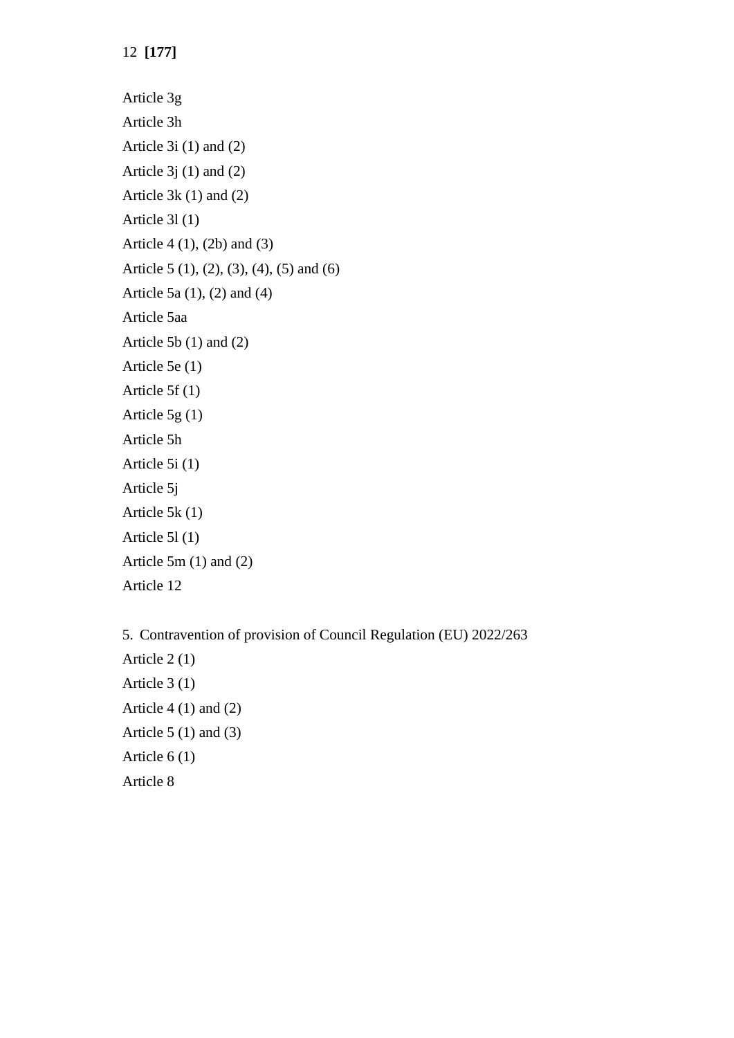Article 3g

Article 3h

Article 3i (1) and (2)

Article 3j (1) and (2)

Article 3k (1) and (2)

Article 3l (1)

Article 4 (1), (2b) and (3)

Article 5 (1), (2), (3), (4), (5) and (6)

Article 5a (1), (2) and (4)

Article 5aa

Article 5b (1) and (2)

Article 5e (1)

Article 5f (1)

Article 5g (1)

Article 5h

Article 5i (1)

Article 5j

Article 5k (1)

Article 5l (1)

Article 5m (1) and (2)

Article 12

5. Contravention of provision of Council Regulation (EU) 2022/263

Article 2 (1)

Article 3 (1)

Article 4 (1) and (2)

Article 5 (1) and (3)

Article 6 (1)

Article 8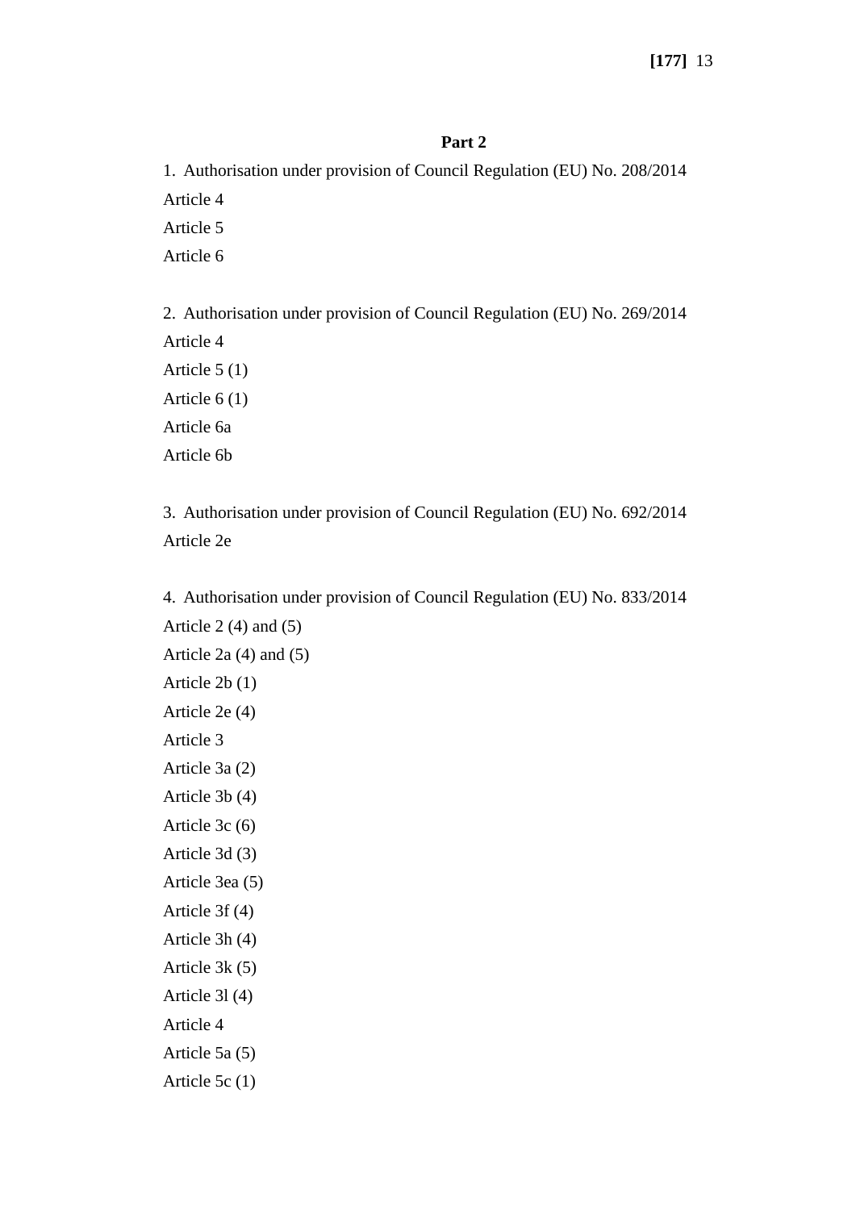## Part 2

1. Authorisation under provision of Council Regulation (EU) No. 208/2014

Article 4

Article 5

Article 6

2. Authorisation under provision of Council Regulation (EU) No. 269/2014

Article 4

Article 5 (1)

Article 6 (1)

Article 6a

Article 6b

3. Authorisation under provision of Council Regulation (EU) No. 692/2014

Article 2e

4. Authorisation under provision of Council Regulation (EU) No. 833/2014

Article 2 (4) and (5)

Article 2a (4) and (5)

Article 2b (1)

Article 2e (4)

Article 3

Article 3a (2)

Article 3b (4)

Article 3c (6)

Article 3d (3)

Article 3ea (5)

Article 3f (4)

Article 3h (4)

Article 3k (5)

Article 3l (4)

Article 4

Article 5a (5)

Article 5c (1)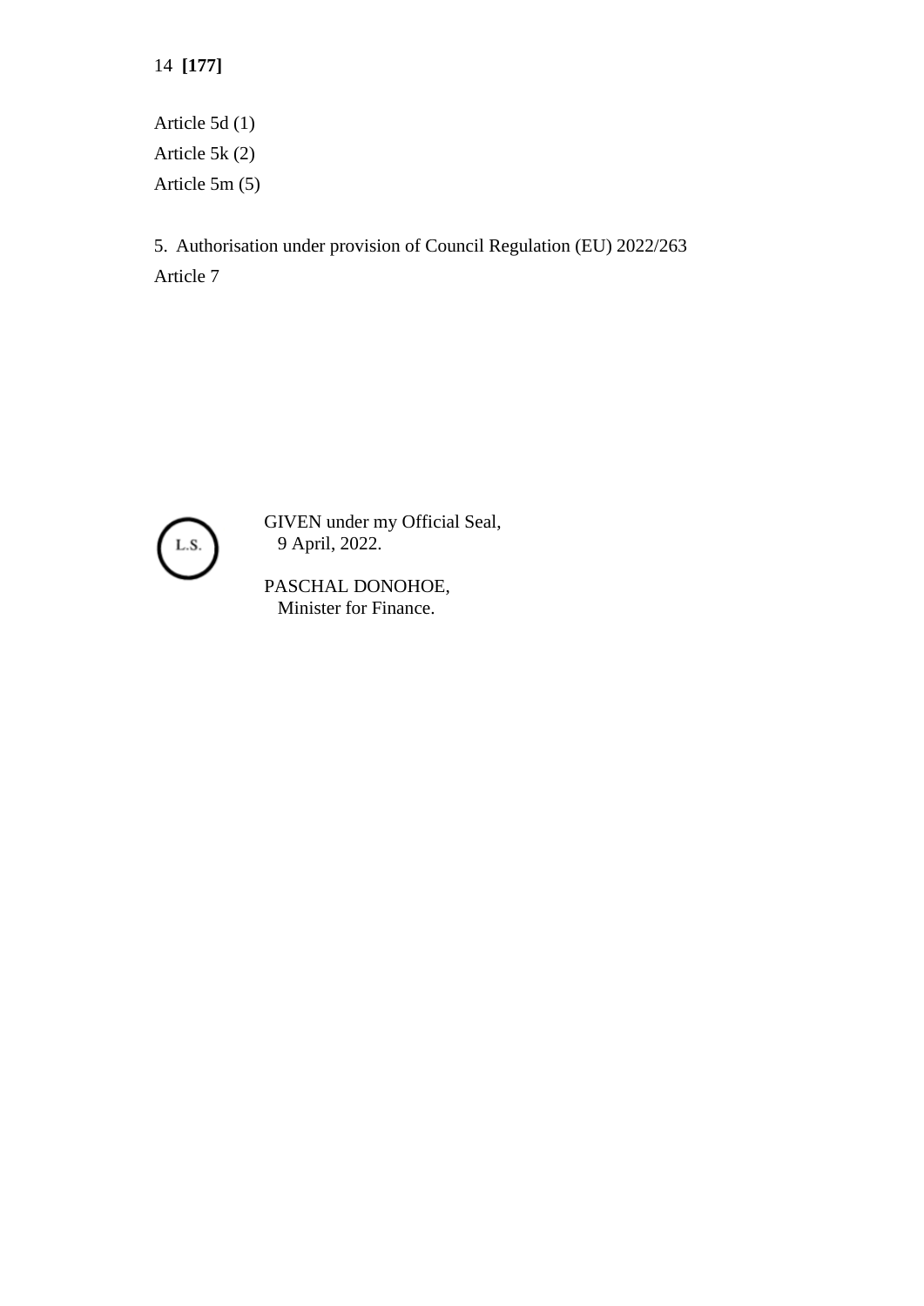Article 5d (1)

Article 5k (2)

Article 5m (5)

5. Authorisation under provision of Council Regulation (EU) 2022/263

Article 7

L.S.

GIVEN under my Official Seal,
9 April, 2022.

PASCHAL DONOHOE,
Minister for Finance.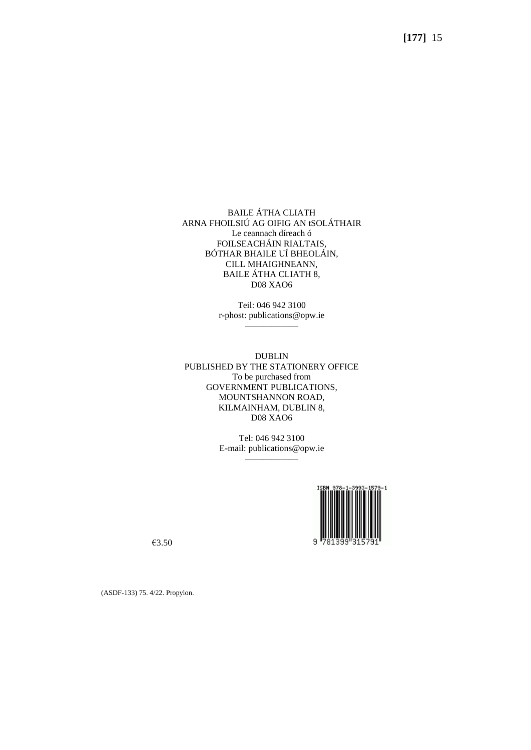BAILE ÁTHA CLIATH
ARNA FHOILSIÚ AG OIFIG AN tSOLÁTHAIR
Le ceannach díreach ó
FOILSEACHÁIN RIALTAIS,
BÓTHAR BHAILE UÍ BHEOLÁIN,
CILL MHAIGHNEANN,
BAILE ÁTHA CLIATH 8,
D08 XAO6

Teil: 046 942 3100
r-phost: publications@opw.ie

---

DUBLIN
PUBLISHED BY THE STATIONERY OFFICE
To be purchased from
GOVERNMENT PUBLICATIONS,
MOUNTSHANNON ROAD,
KILMAINHAM, DUBLIN 8,
D08 XAO6

Tel: 046 942 3100
E-mail: publications@opw.ie

---

ISBN 978-1-3993-1579-1

9 781399 315791

€3.50

(ASDF-133) 75. 4/22. Propylon.